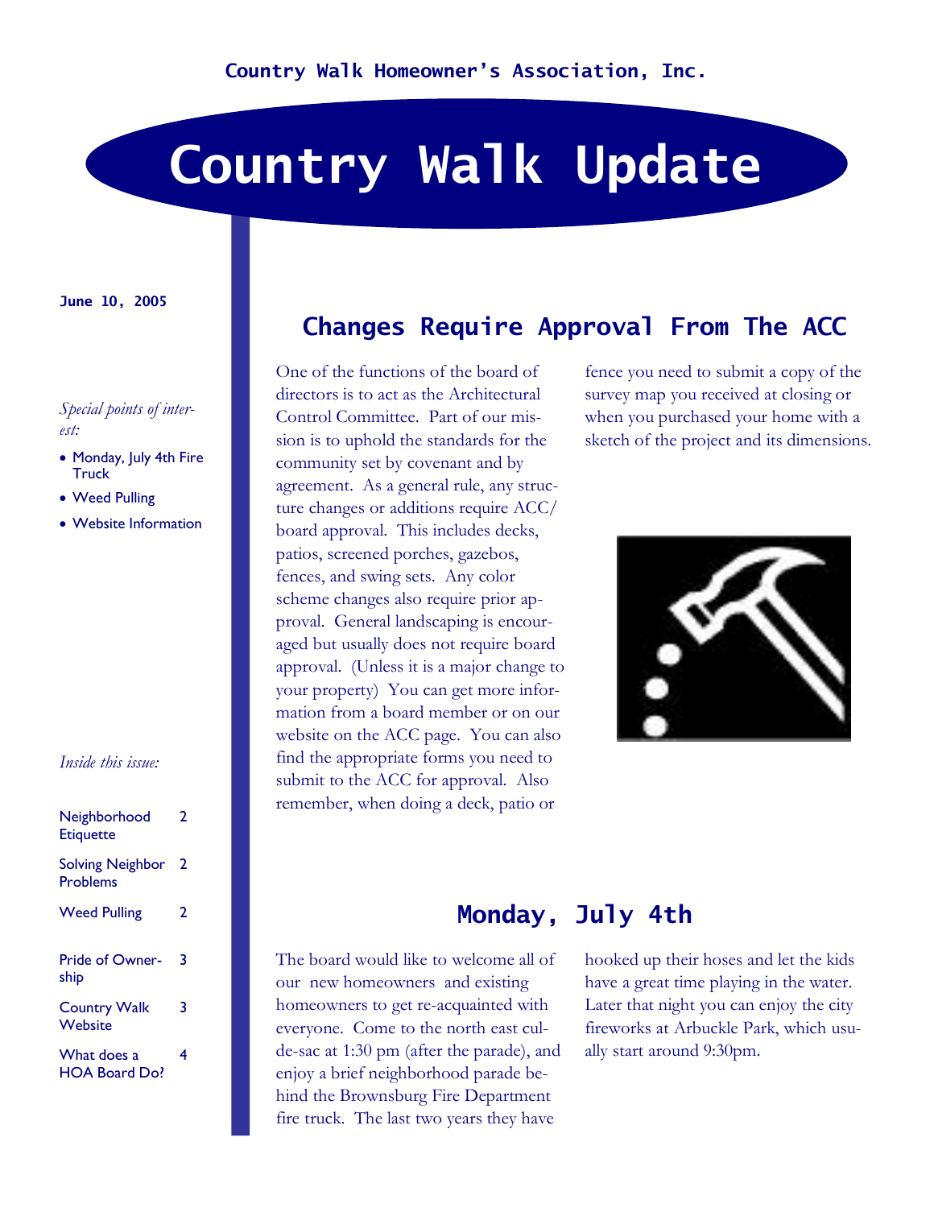Country Walk Homeowner's Association, Inc.

# Country Walk Update

**June 10, 2005**

*Special points of interest:*

- Monday, July 4th Fire Truck
- Weed Pulling
- Website Information

*Inside this issue:*

| | |
|---|---|
| Neighborhood Etiquette | 2 |
| Solving Neighbor Problems | 2 |
| Weed Pulling | 2 |
| Pride of Ownership | 3 |
| Country Walk Website | 3 |
| What does a HOA Board Do? | 4 |

## Changes Require Approval From The ACC

One of the functions of the board of directors is to act as the Architectural Control Committee. Part of our mission is to uphold the standards for the community set by covenant and by agreement. As a general rule, any structure changes or additions require ACC/board approval. This includes decks, patios, screened porches, gazebos, fences, and swing sets. Any color scheme changes also require prior approval. General landscaping is encouraged but usually does not require board approval. (Unless it is a major change to your property) You can get more information from a board member or on our website on the ACC page. You can also find the appropriate forms you need to submit to the ACC for approval. Also remember, when doing a deck, patio or fence you need to submit a copy of the survey map you received at closing or when you purchased your home with a sketch of the project and its dimensions.

## Monday, July 4th

The board would like to welcome all of our new homeowners and existing homeowners to get re-acquainted with everyone. Come to the north east cul-de-sac at 1:30 pm (after the parade), and enjoy a brief neighborhood parade behind the Brownsburg Fire Department fire truck. The last two years they have hooked up their hoses and let the kids have a great time playing in the water. Later that night you can enjoy the city fireworks at Arbuckle Park, which usually start around 9:30pm.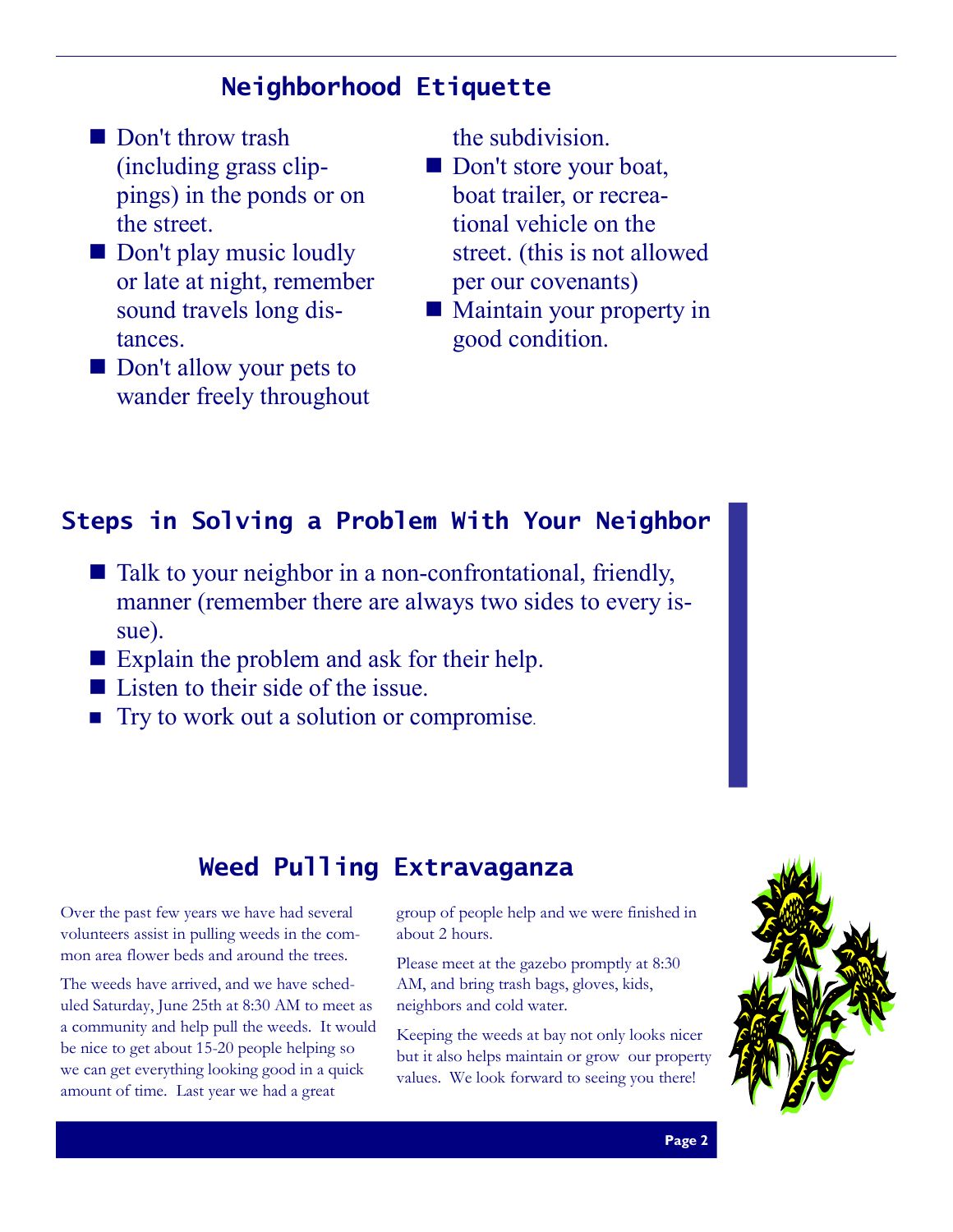## Neighborhood Etiquette

- Don't throw trash (including grass clippings) in the ponds or on the street.
- Don't play music loudly or late at night, remember sound travels long distances.
- Don't allow your pets to wander freely throughout the subdivision.
- Don't store your boat, boat trailer, or recreational vehicle on the street. (this is not allowed per our covenants)
- Maintain your property in good condition.

## Steps in Solving a Problem With Your Neighbor

- Talk to your neighbor in a non-confrontational, friendly, manner (remember there are always two sides to every issue).
- Explain the problem and ask for their help.
- Listen to their side of the issue.
- Try to work out a solution or compromise.

## Weed Pulling Extravaganza

Over the past few years we have had several volunteers assist in pulling weeds in the common area flower beds and around the trees.

The weeds have arrived, and we have scheduled Saturday, June 25th at 8:30 AM to meet as a community and help pull the weeds. It would be nice to get about 15-20 people helping so we can get everything looking good in a quick amount of time. Last year we had a great group of people help and we were finished in about 2 hours.

Please meet at the gazebo promptly at 8:30 AM, and bring trash bags, gloves, kids, neighbors and cold water.

Keeping the weeds at bay not only looks nicer but it also helps maintain or grow our property values. We look forward to seeing you there!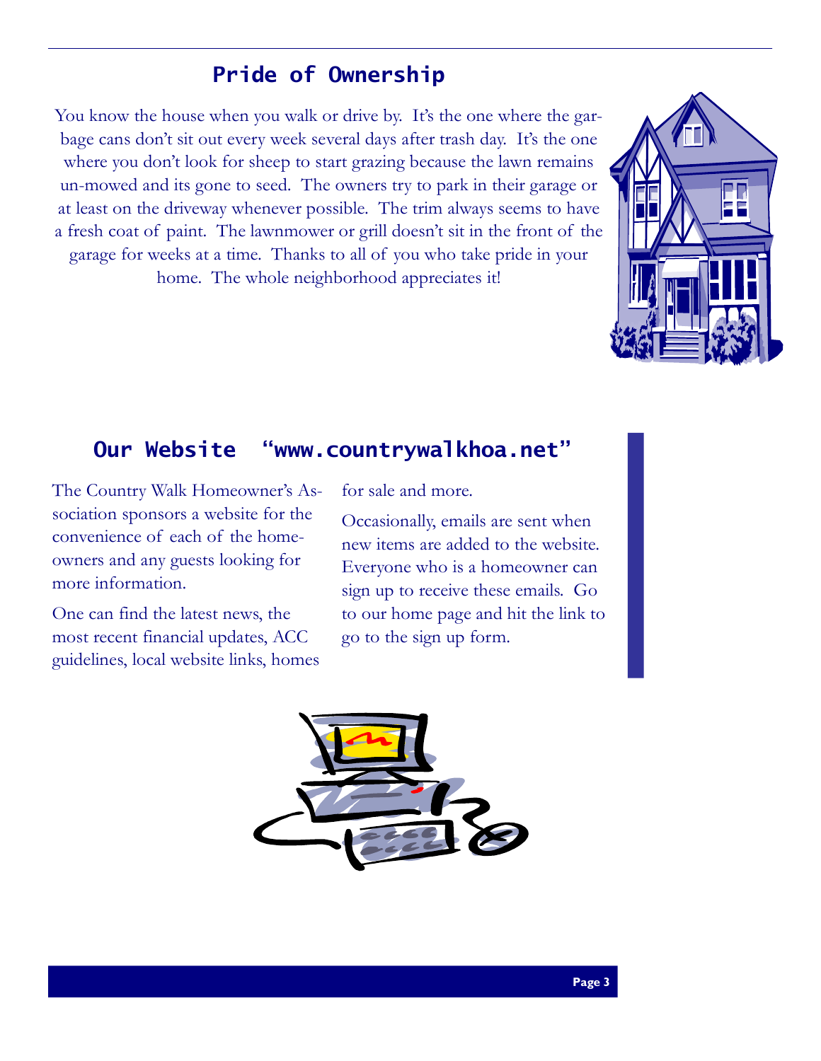## Pride of Ownership

You know the house when you walk or drive by. It's the one where the garbage cans don't sit out every week several days after trash day. It's the one where you don't look for sheep to start grazing because the lawn remains un-mowed and its gone to seed. The owners try to park in their garage or at least on the driveway whenever possible. The trim always seems to have a fresh coat of paint. The lawnmower or grill doesn't sit in the front of the garage for weeks at a time. Thanks to all of you who take pride in your home. The whole neighborhood appreciates it!

## Our Website "www.countrywalkhoa.net"

The Country Walk Homeowner's Association sponsors a website for the convenience of each of the homeowners and any guests looking for more information.

One can find the latest news, the most recent financial updates, ACC guidelines, local website links, homes for sale and more.

Occasionally, emails are sent when new items are added to the website. Everyone who is a homeowner can sign up to receive these emails. Go to our home page and hit the link to go to the sign up form.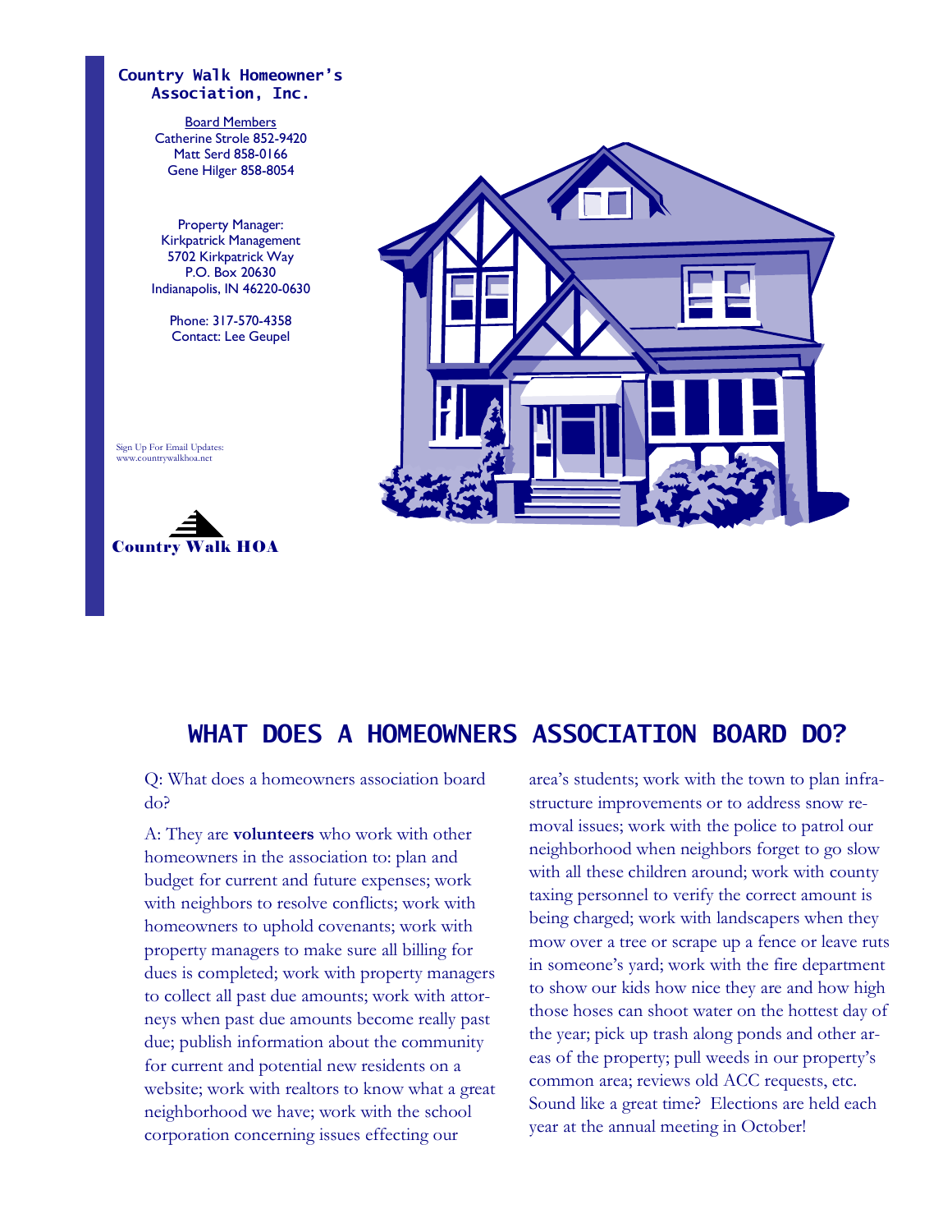**Country Walk Homeowner's Association, Inc.**

Board Members
Catherine Strole 852-9420
Matt Serd 858-0166
Gene Hilger 858-8054

Property Manager:
Kirkpatrick Management
5702 Kirkpatrick Way
P.O. Box 20630
Indianapolis, IN 46220-0630

Phone: 317-570-4358
Contact: Lee Geupel

Sign Up For Email Updates:
www.countrywalkhoa.net

Country Walk HOA

## WHAT DOES A HOMEOWNERS ASSOCIATION BOARD DO?

Q: What does a homeowners association board do?

A: They are **volunteers** who work with other homeowners in the association to: plan and budget for current and future expenses; work with neighbors to resolve conflicts; work with homeowners to uphold covenants; work with property managers to make sure all billing for dues is completed; work with property managers to collect all past due amounts; work with attorneys when past due amounts become really past due; publish information about the community for current and potential new residents on a website; work with realtors to know what a great neighborhood we have; work with the school corporation concerning issues effecting our area's students; work with the town to plan infrastructure improvements or to address snow removal issues; work with the police to patrol our neighborhood when neighbors forget to go slow with all these children around; work with county taxing personnel to verify the correct amount is being charged; work with landscapers when they mow over a tree or scrape up a fence or leave ruts in someone's yard; work with the fire department to show our kids how nice they are and how high those hoses can shoot water on the hottest day of the year; pick up trash along ponds and other areas of the property; pull weeds in our property's common area; reviews old ACC requests, etc. Sound like a great time? Elections are held each year at the annual meeting in October!